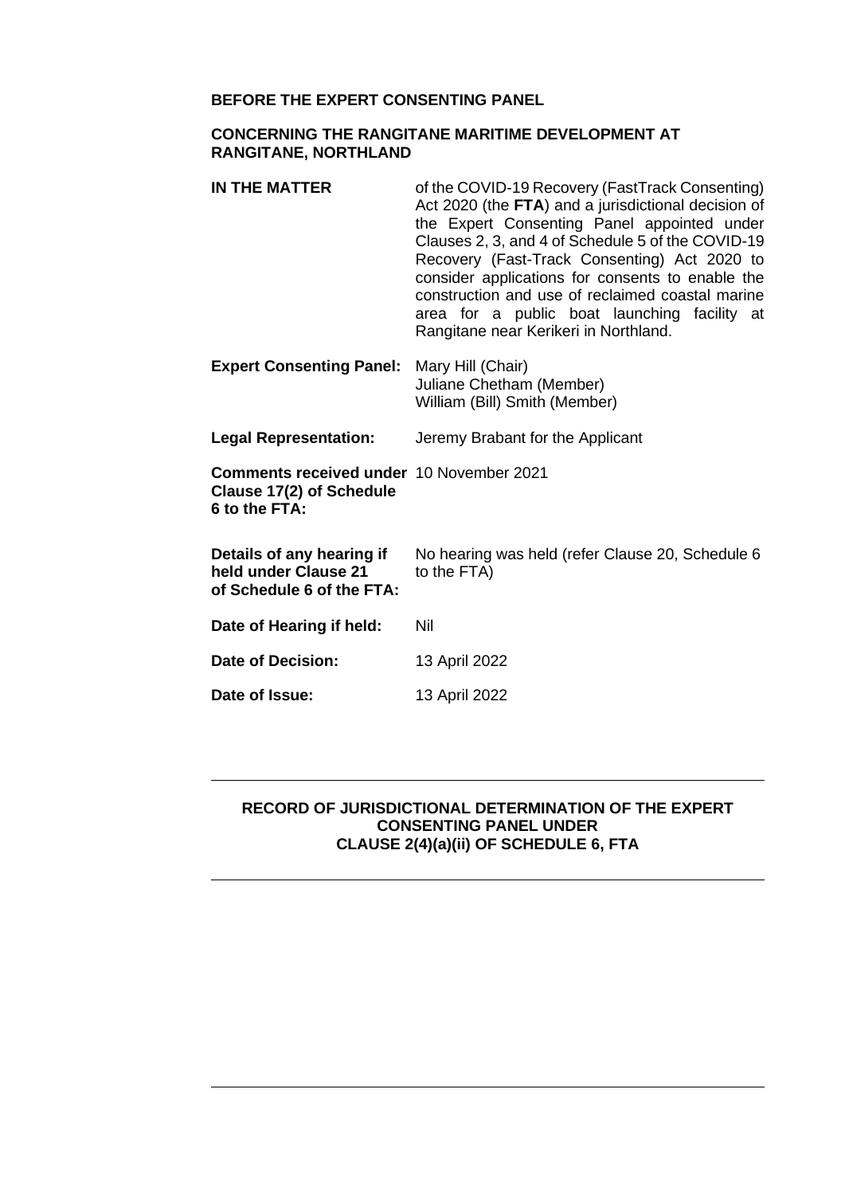**BEFORE THE EXPERT CONSENTING PANEL**

**CONCERNING THE RANGITANE MARITIME DEVELOPMENT AT RANGITANE, NORTHLAND**

| | |
|---|---|
| **IN THE MATTER** | of the COVID-19 Recovery (FastTrack Consenting) Act 2020 (the **FTA**) and a jurisdictional decision of the Expert Consenting Panel appointed under Clauses 2, 3, and 4 of Schedule 5 of the COVID-19 Recovery (Fast-Track Consenting) Act 2020 to consider applications for consents to enable the construction and use of reclaimed coastal marine area for a public boat launching facility at Rangitane near Kerikeri in Northland. |
| **Expert Consenting Panel:** | Mary Hill (Chair)<br>Juliane Chetham (Member)<br>William (Bill) Smith (Member) |
| **Legal Representation:** | Jeremy Brabant for the Applicant |
| **Comments received under Clause 17(2) of Schedule 6 to the FTA:** | 10 November 2021 |
| **Details of any hearing if held under Clause 21 of Schedule 6 of the FTA:** | No hearing was held (refer Clause 20, Schedule 6 to the FTA) |
| **Date of Hearing if held:** | Nil |
| **Date of Decision:** | 13 April 2022 |
| **Date of Issue:** | 13 April 2022 |

---

**RECORD OF JURISDICTIONAL DETERMINATION OF THE EXPERT CONSENTING PANEL UNDER CLAUSE 2(4)(a)(ii) OF SCHEDULE 6, FTA**

---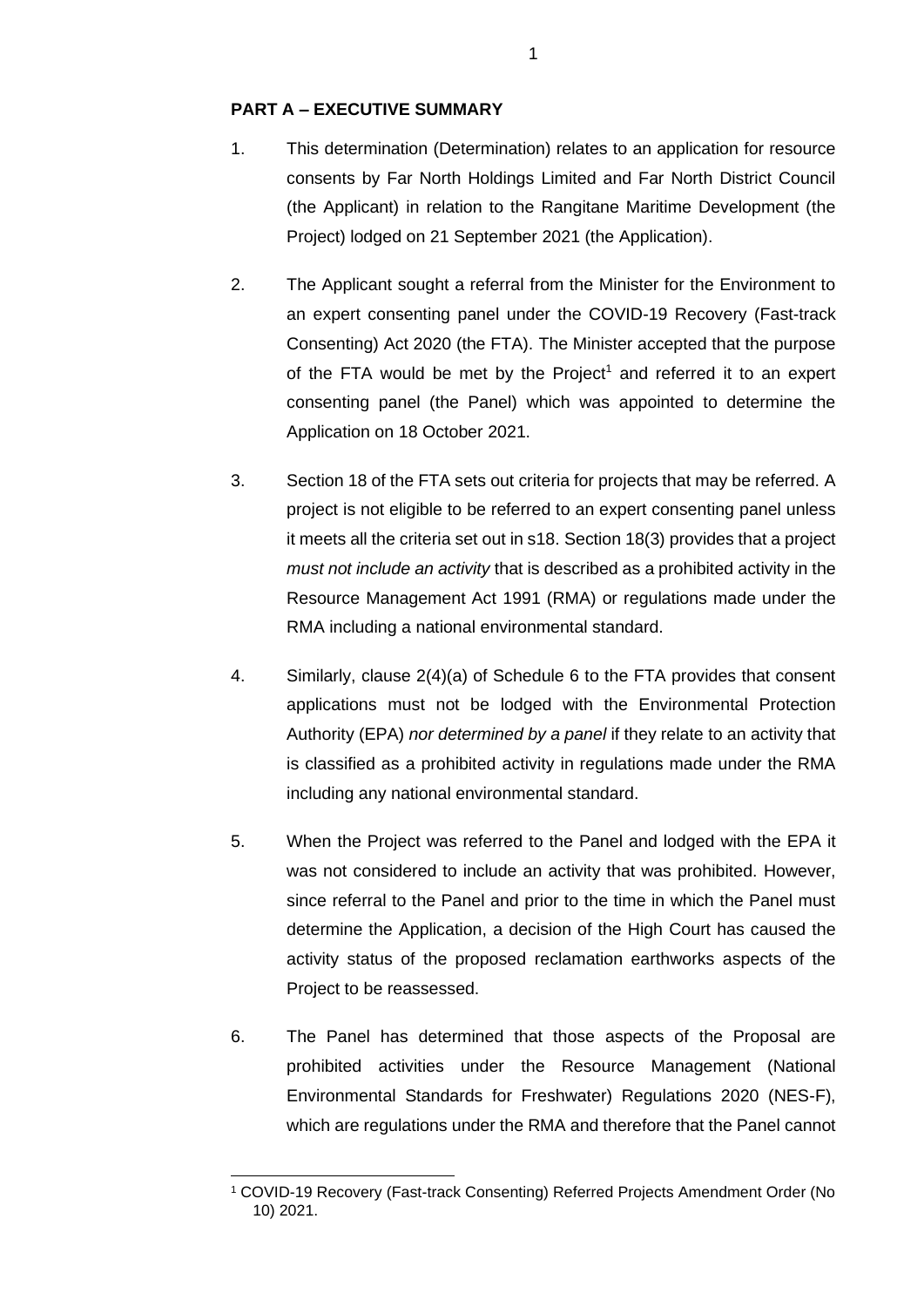**PART A – EXECUTIVE SUMMARY**

1. This determination (Determination) relates to an application for resource consents by Far North Holdings Limited and Far North District Council (the Applicant) in relation to the Rangitane Maritime Development (the Project) lodged on 21 September 2021 (the Application).

2. The Applicant sought a referral from the Minister for the Environment to an expert consenting panel under the COVID-19 Recovery (Fast-track Consenting) Act 2020 (the FTA). The Minister accepted that the purpose of the FTA would be met by the Project[1] and referred it to an expert consenting panel (the Panel) which was appointed to determine the Application on 18 October 2021.

3. Section 18 of the FTA sets out criteria for projects that may be referred. A project is not eligible to be referred to an expert consenting panel unless it meets all the criteria set out in s18. Section 18(3) provides that a project *must not include an activity* that is described as a prohibited activity in the Resource Management Act 1991 (RMA) or regulations made under the RMA including a national environmental standard.

4. Similarly, clause 2(4)(a) of Schedule 6 to the FTA provides that consent applications must not be lodged with the Environmental Protection Authority (EPA) *nor determined by a panel* if they relate to an activity that is classified as a prohibited activity in regulations made under the RMA including any national environmental standard.

5. When the Project was referred to the Panel and lodged with the EPA it was not considered to include an activity that was prohibited. However, since referral to the Panel and prior to the time in which the Panel must determine the Application, a decision of the High Court has caused the activity status of the proposed reclamation earthworks aspects of the Project to be reassessed.

6. The Panel has determined that those aspects of the Proposal are prohibited activities under the Resource Management (National Environmental Standards for Freshwater) Regulations 2020 (NES-F), which are regulations under the RMA and therefore that the Panel cannot

[1] COVID-19 Recovery (Fast-track Consenting) Referred Projects Amendment Order (No 10) 2021.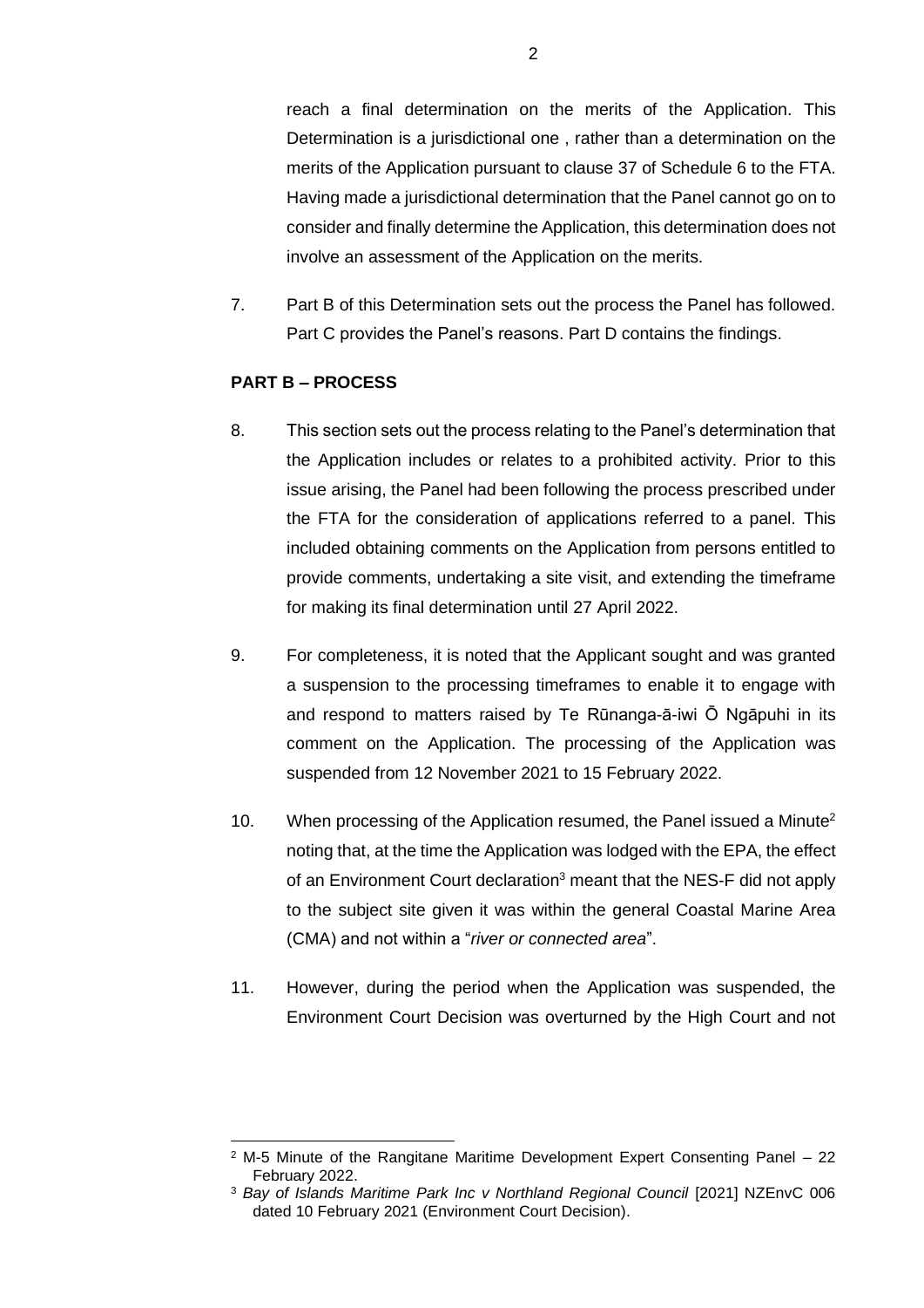reach a final determination on the merits of the Application. This Determination is a jurisdictional one , rather than a determination on the merits of the Application pursuant to clause 37 of Schedule 6 to the FTA. Having made a jurisdictional determination that the Panel cannot go on to consider and finally determine the Application, this determination does not involve an assessment of the Application on the merits.

7. Part B of this Determination sets out the process the Panel has followed. Part C provides the Panel's reasons. Part D contains the findings.

**PART B – PROCESS**

8. This section sets out the process relating to the Panel's determination that the Application includes or relates to a prohibited activity. Prior to this issue arising, the Panel had been following the process prescribed under the FTA for the consideration of applications referred to a panel. This included obtaining comments on the Application from persons entitled to provide comments, undertaking a site visit, and extending the timeframe for making its final determination until 27 April 2022.

9. For completeness, it is noted that the Applicant sought and was granted a suspension to the processing timeframes to enable it to engage with and respond to matters raised by Te Rūnanga-ā-iwi Ō Ngāpuhi in its comment on the Application. The processing of the Application was suspended from 12 November 2021 to 15 February 2022.

10. When processing of the Application resumed, the Panel issued a Minute[2] noting that, at the time the Application was lodged with the EPA, the effect of an Environment Court declaration[3] meant that the NES-F did not apply to the subject site given it was within the general Coastal Marine Area (CMA) and not within a "*river or connected area*".

11. However, during the period when the Application was suspended, the Environment Court Decision was overturned by the High Court and not

---

[2] M-5 Minute of the Rangitane Maritime Development Expert Consenting Panel – 22 February 2022.

[3] *Bay of Islands Maritime Park Inc v Northland Regional Council* [2021] NZEnvC 006 dated 10 February 2021 (Environment Court Decision).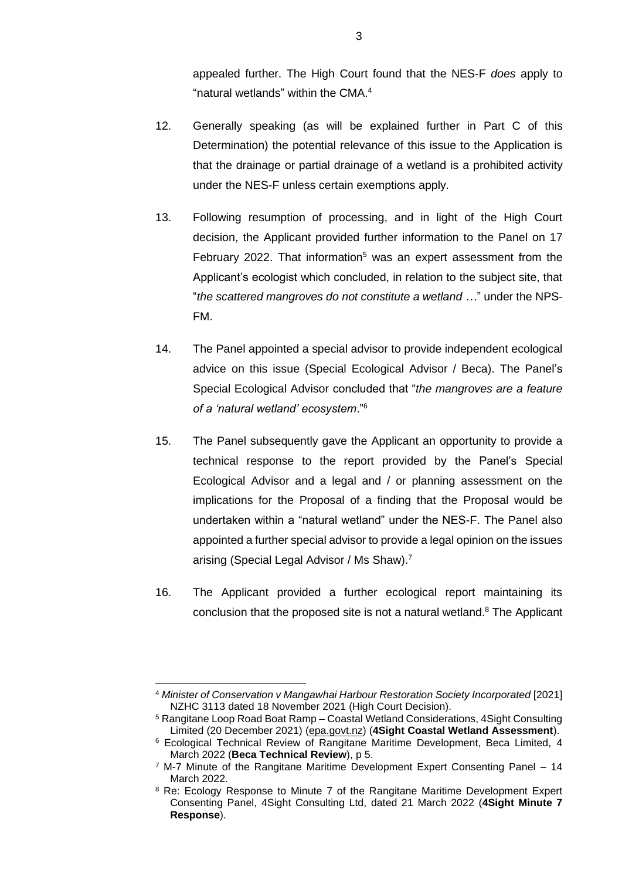appealed further. The High Court found that the NES-F *does* apply to "natural wetlands" within the CMA.[4]

12. Generally speaking (as will be explained further in Part C of this Determination) the potential relevance of this issue to the Application is that the drainage or partial drainage of a wetland is a prohibited activity under the NES-F unless certain exemptions apply.

13. Following resumption of processing, and in light of the High Court decision, the Applicant provided further information to the Panel on 17 February 2022. That information[5] was an expert assessment from the Applicant's ecologist which concluded, in relation to the subject site, that "*the scattered mangroves do not constitute a wetland …*" under the NPS-FM.

14. The Panel appointed a special advisor to provide independent ecological advice on this issue (Special Ecological Advisor / Beca). The Panel's Special Ecological Advisor concluded that "*the mangroves are a feature of a 'natural wetland' ecosystem*."[6]

15. The Panel subsequently gave the Applicant an opportunity to provide a technical response to the report provided by the Panel's Special Ecological Advisor and a legal and / or planning assessment on the implications for the Proposal of a finding that the Proposal would be undertaken within a "natural wetland" under the NES-F. The Panel also appointed a further special advisor to provide a legal opinion on the issues arising (Special Legal Advisor / Ms Shaw).[7]

16. The Applicant provided a further ecological report maintaining its conclusion that the proposed site is not a natural wetland.[8] The Applicant

---

[4] *Minister of Conservation v Mangawhai Harbour Restoration Society Incorporated* [2021] NZHC 3113 dated 18 November 2021 (High Court Decision).

[5] Rangitane Loop Road Boat Ramp – Coastal Wetland Considerations, 4Sight Consulting Limited (20 December 2021) (epa.govt.nz) (**4Sight Coastal Wetland Assessment**).

[6] Ecological Technical Review of Rangitane Maritime Development, Beca Limited, 4 March 2022 (**Beca Technical Review**), p 5.

[7] M-7 Minute of the Rangitane Maritime Development Expert Consenting Panel – 14 March 2022.

[8] Re: Ecology Response to Minute 7 of the Rangitane Maritime Development Expert Consenting Panel, 4Sight Consulting Ltd, dated 21 March 2022 (**4Sight Minute 7 Response**).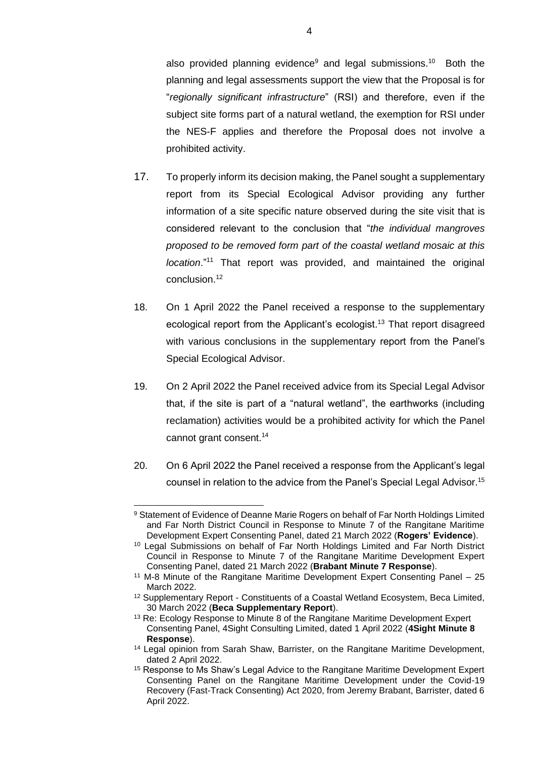also provided planning evidence[9] and legal submissions.[10] Both the planning and legal assessments support the view that the Proposal is for "*regionally significant infrastructure*" (RSI) and therefore, even if the subject site forms part of a natural wetland, the exemption for RSI under the NES-F applies and therefore the Proposal does not involve a prohibited activity.

17. To properly inform its decision making, the Panel sought a supplementary report from its Special Ecological Advisor providing any further information of a site specific nature observed during the site visit that is considered relevant to the conclusion that "*the individual mangroves proposed to be removed form part of the coastal wetland mosaic at this location*."[11] That report was provided, and maintained the original conclusion.[12]

18. On 1 April 2022 the Panel received a response to the supplementary ecological report from the Applicant's ecologist.[13] That report disagreed with various conclusions in the supplementary report from the Panel's Special Ecological Advisor.

19. On 2 April 2022 the Panel received advice from its Special Legal Advisor that, if the site is part of a "natural wetland", the earthworks (including reclamation) activities would be a prohibited activity for which the Panel cannot grant consent.[14]

20. On 6 April 2022 the Panel received a response from the Applicant's legal counsel in relation to the advice from the Panel's Special Legal Advisor.[15]

---

[9] Statement of Evidence of Deanne Marie Rogers on behalf of Far North Holdings Limited and Far North District Council in Response to Minute 7 of the Rangitane Maritime Development Expert Consenting Panel, dated 21 March 2022 (**Rogers' Evidence**).

[10] Legal Submissions on behalf of Far North Holdings Limited and Far North District Council in Response to Minute 7 of the Rangitane Maritime Development Expert Consenting Panel, dated 21 March 2022 (**Brabant Minute 7 Response**).

[11] M-8 Minute of the Rangitane Maritime Development Expert Consenting Panel – 25 March 2022.

[12] Supplementary Report - Constituents of a Coastal Wetland Ecosystem, Beca Limited, 30 March 2022 (**Beca Supplementary Report**).

[13] Re: Ecology Response to Minute 8 of the Rangitane Maritime Development Expert Consenting Panel, 4Sight Consulting Limited, dated 1 April 2022 (**4Sight Minute 8 Response**).

[14] Legal opinion from Sarah Shaw, Barrister, on the Rangitane Maritime Development, dated 2 April 2022.

[15] Response to Ms Shaw's Legal Advice to the Rangitane Maritime Development Expert Consenting Panel on the Rangitane Maritime Development under the Covid-19 Recovery (Fast-Track Consenting) Act 2020, from Jeremy Brabant, Barrister, dated 6 April 2022.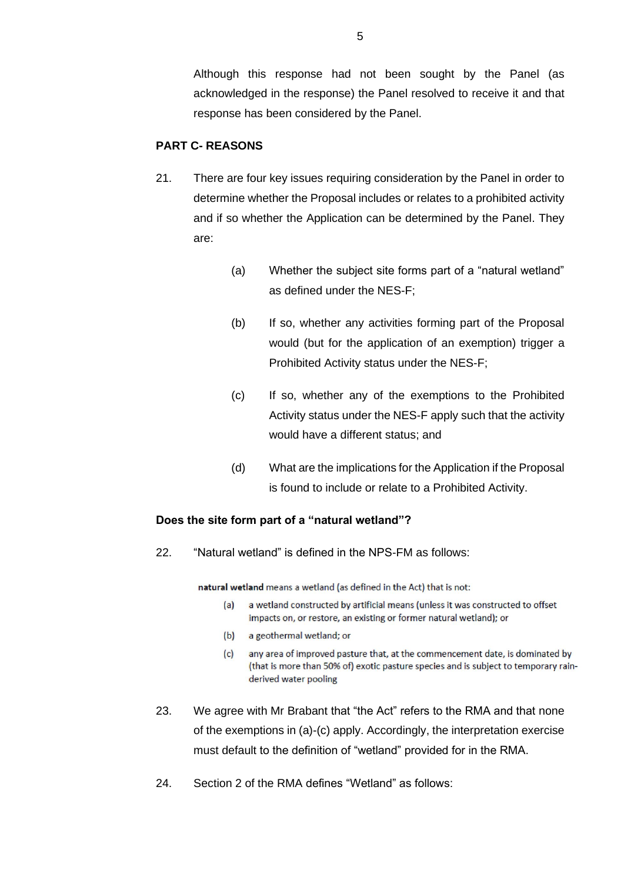Although this response had not been sought by the Panel (as acknowledged in the response) the Panel resolved to receive it and that response has been considered by the Panel.

## PART C- REASONS

21. There are four key issues requiring consideration by the Panel in order to determine whether the Proposal includes or relates to a prohibited activity and if so whether the Application can be determined by the Panel. They are:

    (a) Whether the subject site forms part of a "natural wetland" as defined under the NES-F;

    (b) If so, whether any activities forming part of the Proposal would (but for the application of an exemption) trigger a Prohibited Activity status under the NES-F;

    (c) If so, whether any of the exemptions to the Prohibited Activity status under the NES-F apply such that the activity would have a different status; and

    (d) What are the implications for the Application if the Proposal is found to include or relate to a Prohibited Activity.

### Does the site form part of a "natural wetland"?

22. "Natural wetland" is defined in the NPS-FM as follows:

    **natural wetland** means a wetland (as defined in the Act) that is not:

    (a) a wetland constructed by artificial means (unless it was constructed to offset impacts on, or restore, an existing or former natural wetland); or

    (b) a geothermal wetland; or

    (c) any area of improved pasture that, at the commencement date, is dominated by (that is more than 50% of) exotic pasture species and is subject to temporary rain-derived water pooling

23. We agree with Mr Brabant that "the Act" refers to the RMA and that none of the exemptions in (a)-(c) apply. Accordingly, the interpretation exercise must default to the definition of "wetland" provided for in the RMA.

24. Section 2 of the RMA defines "Wetland" as follows: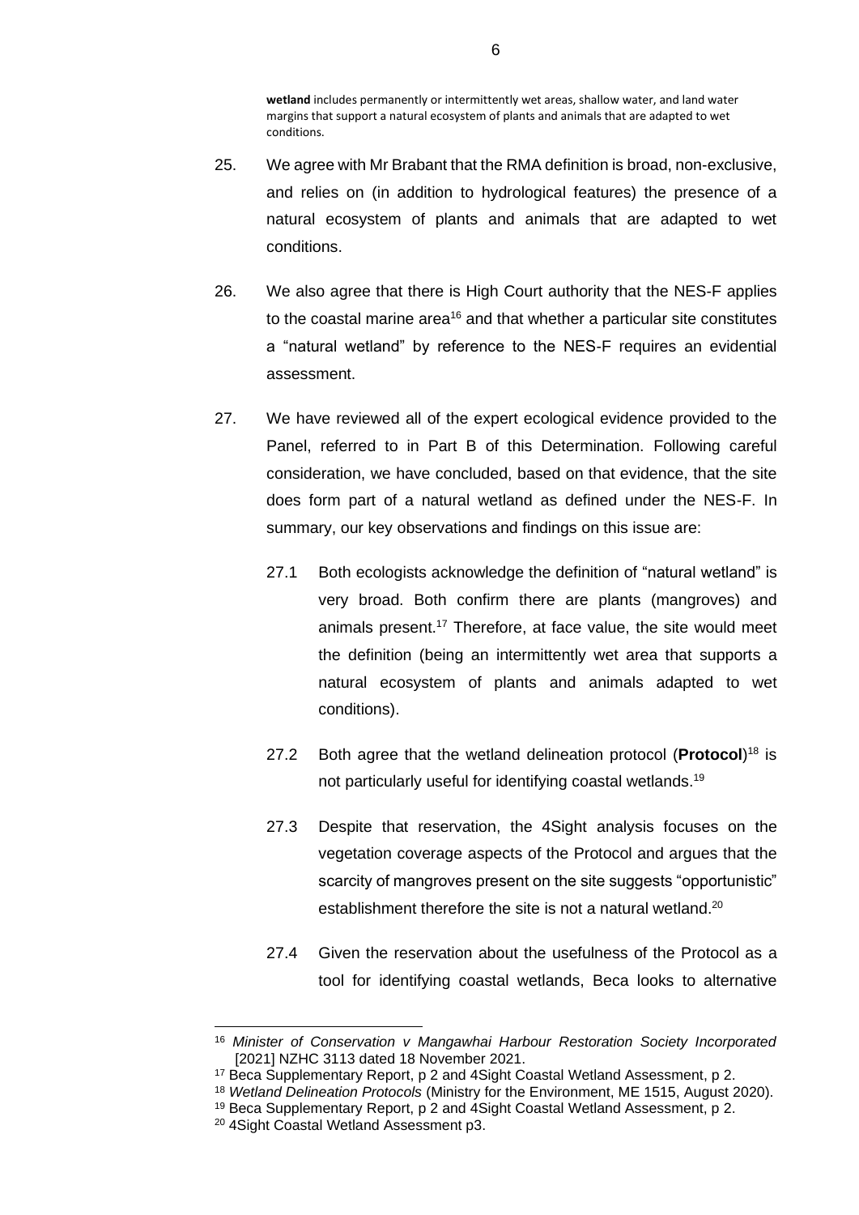> **wetland** includes permanently or intermittently wet areas, shallow water, and land water margins that support a natural ecosystem of plants and animals that are adapted to wet conditions.

25. We agree with Mr Brabant that the RMA definition is broad, non-exclusive, and relies on (in addition to hydrological features) the presence of a natural ecosystem of plants and animals that are adapted to wet conditions.

26. We also agree that there is High Court authority that the NES-F applies to the coastal marine area[16] and that whether a particular site constitutes a "natural wetland" by reference to the NES-F requires an evidential assessment.

27. We have reviewed all of the expert ecological evidence provided to the Panel, referred to in Part B of this Determination. Following careful consideration, we have concluded, based on that evidence, that the site does form part of a natural wetland as defined under the NES-F. In summary, our key observations and findings on this issue are:

    27.1 Both ecologists acknowledge the definition of "natural wetland" is very broad. Both confirm there are plants (mangroves) and animals present.[17] Therefore, at face value, the site would meet the definition (being an intermittently wet area that supports a natural ecosystem of plants and animals adapted to wet conditions).

    27.2 Both agree that the wetland delineation protocol (**Protocol**)[18] is not particularly useful for identifying coastal wetlands.[19]

    27.3 Despite that reservation, the 4Sight analysis focuses on the vegetation coverage aspects of the Protocol and argues that the scarcity of mangroves present on the site suggests "opportunistic" establishment therefore the site is not a natural wetland.[20]

    27.4 Given the reservation about the usefulness of the Protocol as a tool for identifying coastal wetlands, Beca looks to alternative

---

[16] *Minister of Conservation v Mangawhai Harbour Restoration Society Incorporated* [2021] NZHC 3113 dated 18 November 2021.

[17] Beca Supplementary Report, p 2 and 4Sight Coastal Wetland Assessment, p 2.

[18] *Wetland Delineation Protocols* (Ministry for the Environment, ME 1515, August 2020).

[19] Beca Supplementary Report, p 2 and 4Sight Coastal Wetland Assessment, p 2.

[20] 4Sight Coastal Wetland Assessment p3.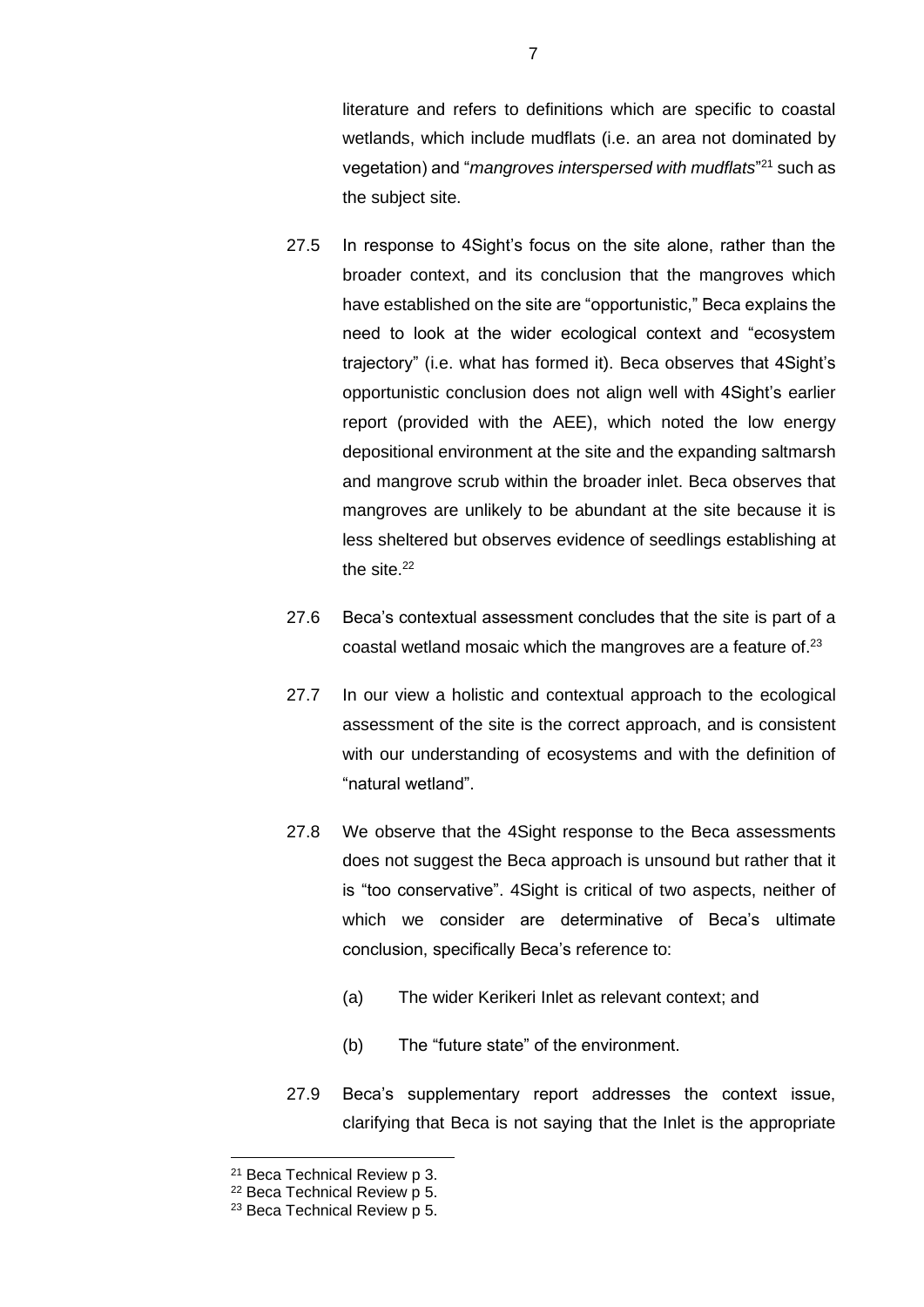literature and refers to definitions which are specific to coastal wetlands, which include mudflats (i.e. an area not dominated by vegetation) and "*mangroves interspersed with mudflats*"[21] such as the subject site.

27.5 In response to 4Sight's focus on the site alone, rather than the broader context, and its conclusion that the mangroves which have established on the site are "opportunistic," Beca explains the need to look at the wider ecological context and "ecosystem trajectory" (i.e. what has formed it). Beca observes that 4Sight's opportunistic conclusion does not align well with 4Sight's earlier report (provided with the AEE), which noted the low energy depositional environment at the site and the expanding saltmarsh and mangrove scrub within the broader inlet. Beca observes that mangroves are unlikely to be abundant at the site because it is less sheltered but observes evidence of seedlings establishing at the site.[22]

27.6 Beca's contextual assessment concludes that the site is part of a coastal wetland mosaic which the mangroves are a feature of.[23]

27.7 In our view a holistic and contextual approach to the ecological assessment of the site is the correct approach, and is consistent with our understanding of ecosystems and with the definition of "natural wetland".

27.8 We observe that the 4Sight response to the Beca assessments does not suggest the Beca approach is unsound but rather that it is "too conservative". 4Sight is critical of two aspects, neither of which we consider are determinative of Beca's ultimate conclusion, specifically Beca's reference to:

(a) The wider Kerikeri Inlet as relevant context; and

(b) The "future state" of the environment.

27.9 Beca's supplementary report addresses the context issue, clarifying that Beca is not saying that the Inlet is the appropriate

---

[21] Beca Technical Review p 3.

[22] Beca Technical Review p 5.

[23] Beca Technical Review p 5.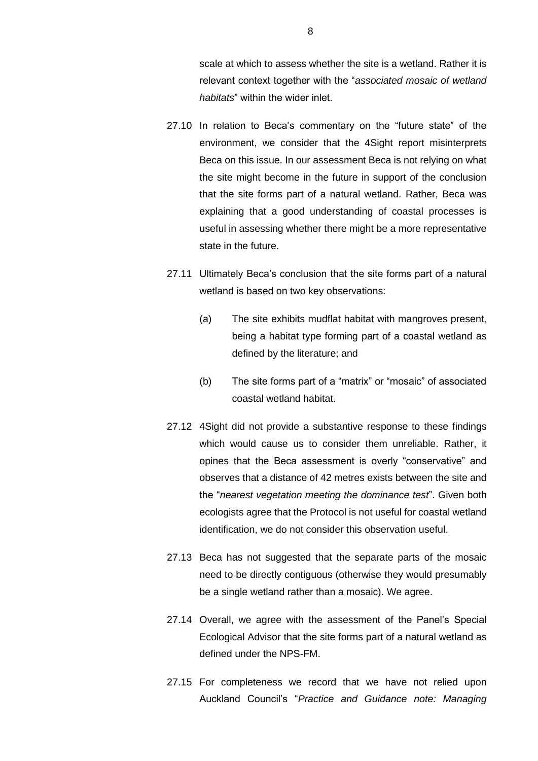scale at which to assess whether the site is a wetland. Rather it is relevant context together with the "*associated mosaic of wetland habitats*" within the wider inlet.

27.10 In relation to Beca's commentary on the "future state" of the environment, we consider that the 4Sight report misinterprets Beca on this issue. In our assessment Beca is not relying on what the site might become in the future in support of the conclusion that the site forms part of a natural wetland. Rather, Beca was explaining that a good understanding of coastal processes is useful in assessing whether there might be a more representative state in the future.

27.11 Ultimately Beca's conclusion that the site forms part of a natural wetland is based on two key observations:

(a) The site exhibits mudflat habitat with mangroves present, being a habitat type forming part of a coastal wetland as defined by the literature; and

(b) The site forms part of a "matrix" or "mosaic" of associated coastal wetland habitat.

27.12 4Sight did not provide a substantive response to these findings which would cause us to consider them unreliable. Rather, it opines that the Beca assessment is overly "conservative" and observes that a distance of 42 metres exists between the site and the "*nearest vegetation meeting the dominance test*". Given both ecologists agree that the Protocol is not useful for coastal wetland identification, we do not consider this observation useful.

27.13 Beca has not suggested that the separate parts of the mosaic need to be directly contiguous (otherwise they would presumably be a single wetland rather than a mosaic). We agree.

27.14 Overall, we agree with the assessment of the Panel's Special Ecological Advisor that the site forms part of a natural wetland as defined under the NPS-FM.

27.15 For completeness we record that we have not relied upon Auckland Council's "*Practice and Guidance note: Managing*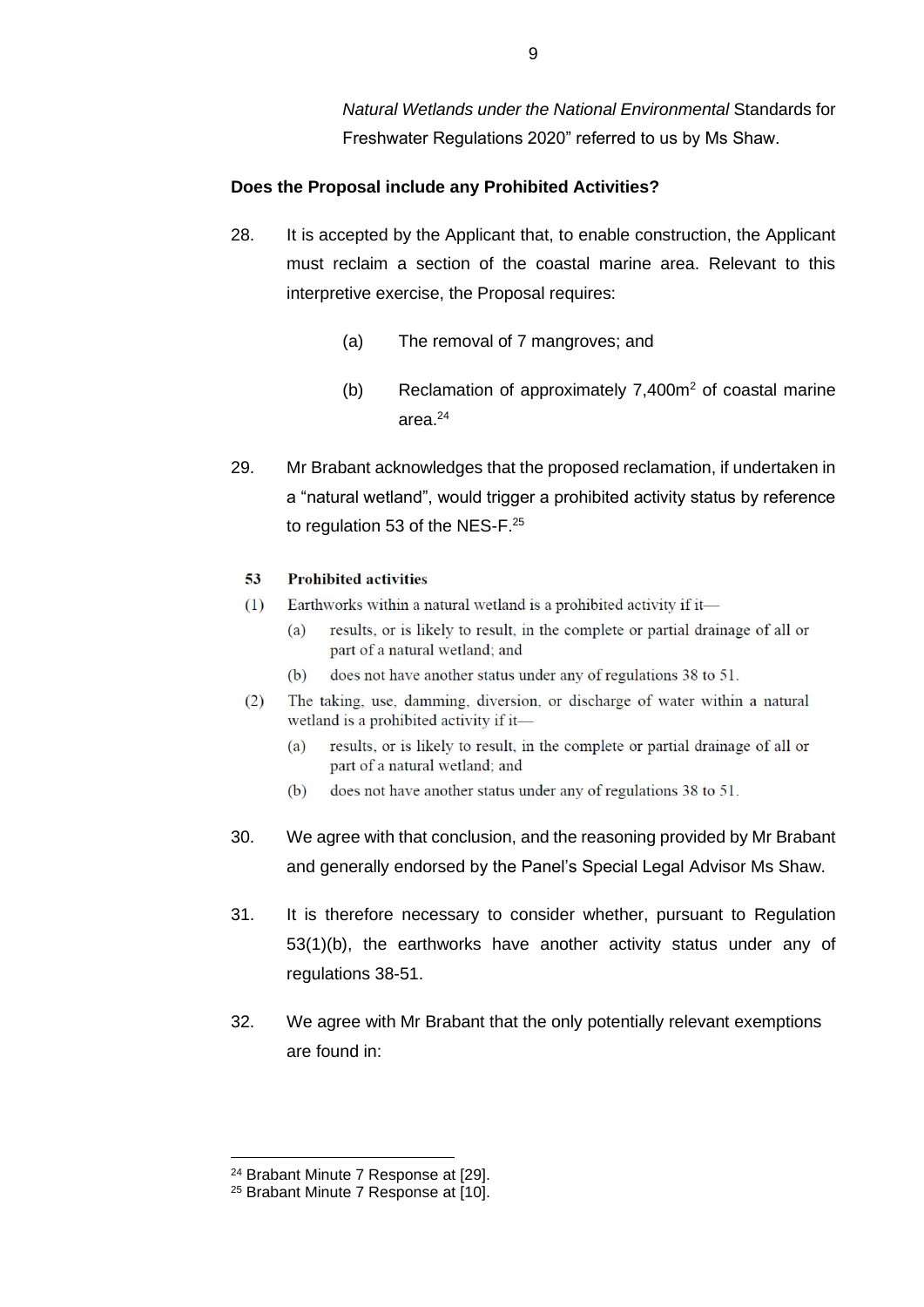*Natural Wetlands under the National Environmental* Standards for Freshwater Regulations 2020" referred to us by Ms Shaw.

**Does the Proposal include any Prohibited Activities?**

28. It is accepted by the Applicant that, to enable construction, the Applicant must reclaim a section of the coastal marine area. Relevant to this interpretive exercise, the Proposal requires:

    (a) The removal of 7 mangroves; and

    (b) Reclamation of approximately 7,400m$^2$ of coastal marine area.[24]

29. Mr Brabant acknowledges that the proposed reclamation, if undertaken in a "natural wetland", would trigger a prohibited activity status by reference to regulation 53 of the NES-F.[25]

> **53 Prohibited activities**
>
> (1) Earthworks within a natural wetland is a prohibited activity if it—
>
> (a) results, or is likely to result, in the complete or partial drainage of all or part of a natural wetland; and
>
> (b) does not have another status under any of regulations 38 to 51.
>
> (2) The taking, use, damming, diversion, or discharge of water within a natural wetland is a prohibited activity if it—
>
> (a) results, or is likely to result, in the complete or partial drainage of all or part of a natural wetland; and
>
> (b) does not have another status under any of regulations 38 to 51.

30. We agree with that conclusion, and the reasoning provided by Mr Brabant and generally endorsed by the Panel's Special Legal Advisor Ms Shaw.

31. It is therefore necessary to consider whether, pursuant to Regulation 53(1)(b), the earthworks have another activity status under any of regulations 38-51.

32. We agree with Mr Brabant that the only potentially relevant exemptions are found in:

---

[24] Brabant Minute 7 Response at [29].

[25] Brabant Minute 7 Response at [10].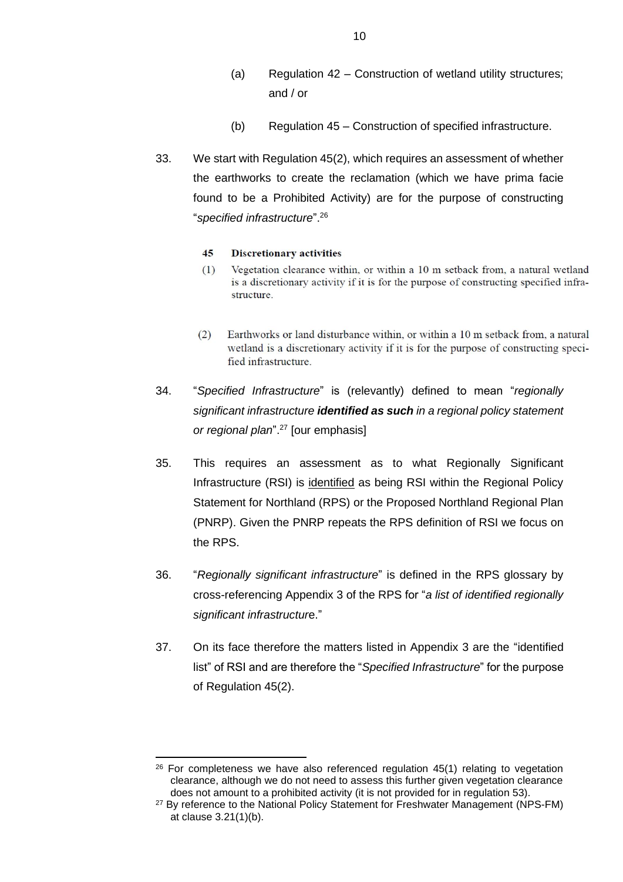(a) Regulation 42 – Construction of wetland utility structures; and / or

(b) Regulation 45 – Construction of specified infrastructure.

33. We start with Regulation 45(2), which requires an assessment of whether the earthworks to create the reclamation (which we have prima facie found to be a Prohibited Activity) are for the purpose of constructing "*specified infrastructure*".[26]

> **45 Discretionary activities**
>
> (1) Vegetation clearance within, or within a 10 m setback from, a natural wetland is a discretionary activity if it is for the purpose of constructing specified infrastructure.
>
> (2) Earthworks or land disturbance within, or within a 10 m setback from, a natural wetland is a discretionary activity if it is for the purpose of constructing specified infrastructure.

34. "*Specified Infrastructure*" is (relevantly) defined to mean "*regionally significant infrastructure **identified as such** in a regional policy statement or regional plan*".[27] [our emphasis]

35. This requires an assessment as to what Regionally Significant Infrastructure (RSI) is <u>identified</u> as being RSI within the Regional Policy Statement for Northland (RPS) or the Proposed Northland Regional Plan (PNRP). Given the PNRP repeats the RPS definition of RSI we focus on the RPS.

36. "*Regionally significant infrastructure*" is defined in the RPS glossary by cross-referencing Appendix 3 of the RPS for "*a list of identified regionally significant infrastructure*."

37. On its face therefore the matters listed in Appendix 3 are the "identified list" of RSI and are therefore the "*Specified Infrastructure*" for the purpose of Regulation 45(2).

---

[26] For completeness we have also referenced regulation 45(1) relating to vegetation clearance, although we do not need to assess this further given vegetation clearance does not amount to a prohibited activity (it is not provided for in regulation 53).

[27] By reference to the National Policy Statement for Freshwater Management (NPS-FM) at clause 3.21(1)(b).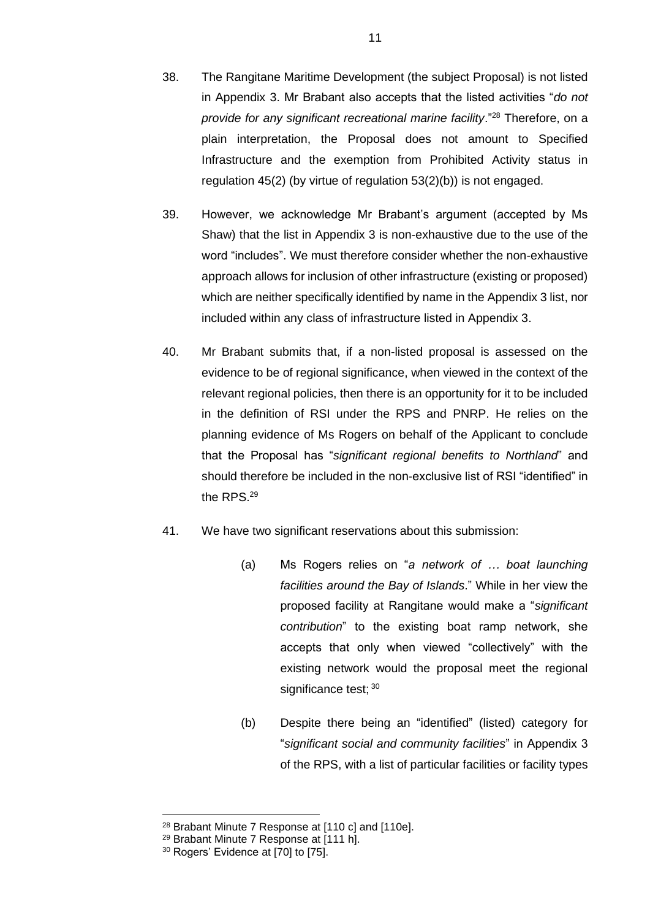38. The Rangitane Maritime Development (the subject Proposal) is not listed in Appendix 3. Mr Brabant also accepts that the listed activities "*do not provide for any significant recreational marine facility*."[28] Therefore, on a plain interpretation, the Proposal does not amount to Specified Infrastructure and the exemption from Prohibited Activity status in regulation 45(2) (by virtue of regulation 53(2)(b)) is not engaged.

39. However, we acknowledge Mr Brabant's argument (accepted by Ms Shaw) that the list in Appendix 3 is non-exhaustive due to the use of the word "includes". We must therefore consider whether the non-exhaustive approach allows for inclusion of other infrastructure (existing or proposed) which are neither specifically identified by name in the Appendix 3 list, nor included within any class of infrastructure listed in Appendix 3.

40. Mr Brabant submits that, if a non-listed proposal is assessed on the evidence to be of regional significance, when viewed in the context of the relevant regional policies, then there is an opportunity for it to be included in the definition of RSI under the RPS and PNRP. He relies on the planning evidence of Ms Rogers on behalf of the Applicant to conclude that the Proposal has "*significant regional benefits to Northland*" and should therefore be included in the non-exclusive list of RSI "identified" in the RPS.[29]

41. We have two significant reservations about this submission:

    (a) Ms Rogers relies on "*a network of … boat launching facilities around the Bay of Islands*." While in her view the proposed facility at Rangitane would make a "*significant contribution*" to the existing boat ramp network, she accepts that only when viewed "collectively" with the existing network would the proposal meet the regional significance test; [30]

    (b) Despite there being an "identified" (listed) category for "*significant social and community facilities*" in Appendix 3 of the RPS, with a list of particular facilities or facility types

---

[28] Brabant Minute 7 Response at [110 c] and [110e].

[29] Brabant Minute 7 Response at [111 h].

[30] Rogers' Evidence at [70] to [75].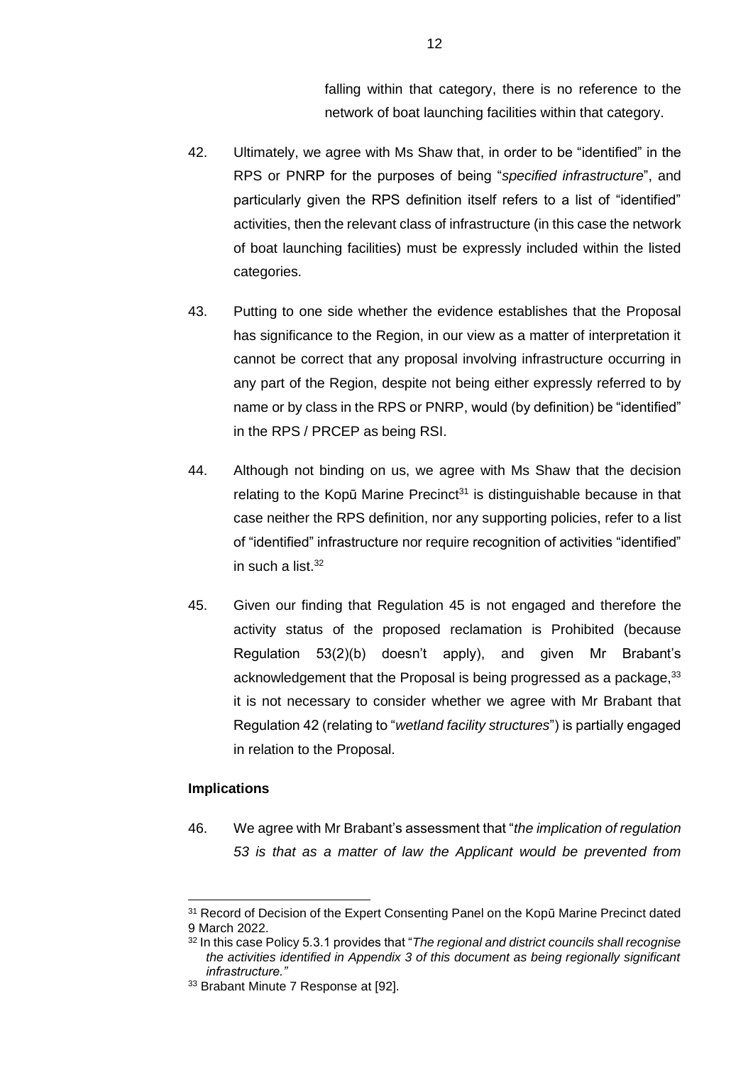falling within that category, there is no reference to the network of boat launching facilities within that category.

42. Ultimately, we agree with Ms Shaw that, in order to be "identified" in the RPS or PNRP for the purposes of being "*specified infrastructure*", and particularly given the RPS definition itself refers to a list of "identified" activities, then the relevant class of infrastructure (in this case the network of boat launching facilities) must be expressly included within the listed categories.

43. Putting to one side whether the evidence establishes that the Proposal has significance to the Region, in our view as a matter of interpretation it cannot be correct that any proposal involving infrastructure occurring in any part of the Region, despite not being either expressly referred to by name or by class in the RPS or PNRP, would (by definition) be "identified" in the RPS / PRCEP as being RSI.

44. Although not binding on us, we agree with Ms Shaw that the decision relating to the Kopū Marine Precinct[31] is distinguishable because in that case neither the RPS definition, nor any supporting policies, refer to a list of "identified" infrastructure nor require recognition of activities "identified" in such a list.[32]

45. Given our finding that Regulation 45 is not engaged and therefore the activity status of the proposed reclamation is Prohibited (because Regulation 53(2)(b) doesn't apply), and given Mr Brabant's acknowledgement that the Proposal is being progressed as a package,[33] it is not necessary to consider whether we agree with Mr Brabant that Regulation 42 (relating to "*wetland facility structures*") is partially engaged in relation to the Proposal.

**Implications**

46. We agree with Mr Brabant's assessment that "*the implication of regulation 53 is that as a matter of law the Applicant would be prevented from*

[31] Record of Decision of the Expert Consenting Panel on the Kopū Marine Precinct dated 9 March 2022.

[32] In this case Policy 5.3.1 provides that "*The regional and district councils shall recognise the activities identified in Appendix 3 of this document as being regionally significant infrastructure.*"

[33] Brabant Minute 7 Response at [92].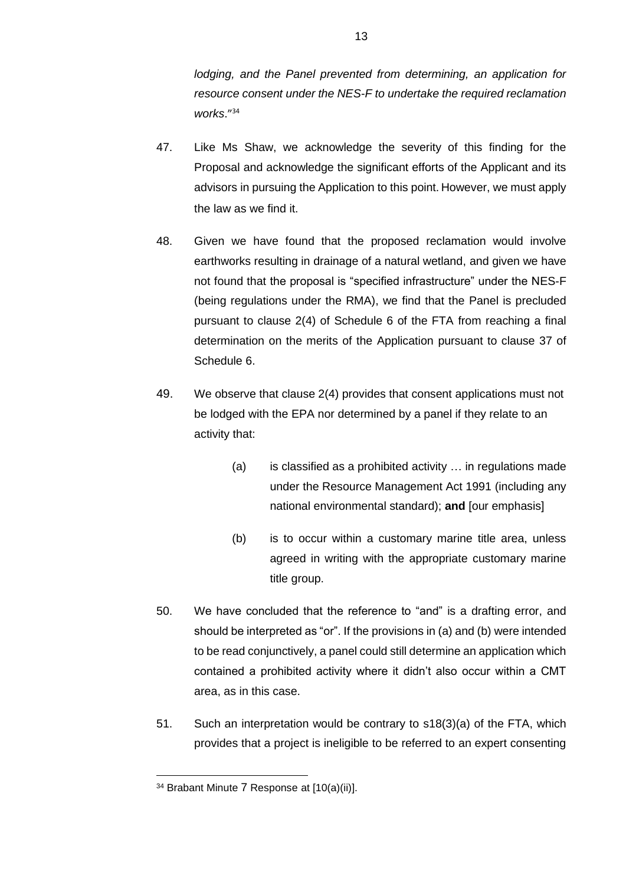*lodging, and the Panel prevented from determining, an application for resource consent under the NES-F to undertake the required reclamation works*."[34]

47. Like Ms Shaw, we acknowledge the severity of this finding for the Proposal and acknowledge the significant efforts of the Applicant and its advisors in pursuing the Application to this point. However, we must apply the law as we find it.

48. Given we have found that the proposed reclamation would involve earthworks resulting in drainage of a natural wetland, and given we have not found that the proposal is "specified infrastructure" under the NES-F (being regulations under the RMA), we find that the Panel is precluded pursuant to clause 2(4) of Schedule 6 of the FTA from reaching a final determination on the merits of the Application pursuant to clause 37 of Schedule 6.

49. We observe that clause 2(4) provides that consent applications must not be lodged with the EPA nor determined by a panel if they relate to an activity that:

    (a) is classified as a prohibited activity … in regulations made under the Resource Management Act 1991 (including any national environmental standard); **and** [our emphasis]

    (b) is to occur within a customary marine title area, unless agreed in writing with the appropriate customary marine title group.

50. We have concluded that the reference to "and" is a drafting error, and should be interpreted as "or". If the provisions in (a) and (b) were intended to be read conjunctively, a panel could still determine an application which contained a prohibited activity where it didn't also occur within a CMT area, as in this case.

51. Such an interpretation would be contrary to s18(3)(a) of the FTA, which provides that a project is ineligible to be referred to an expert consenting

[34] Brabant Minute 7 Response at [10(a)(ii)].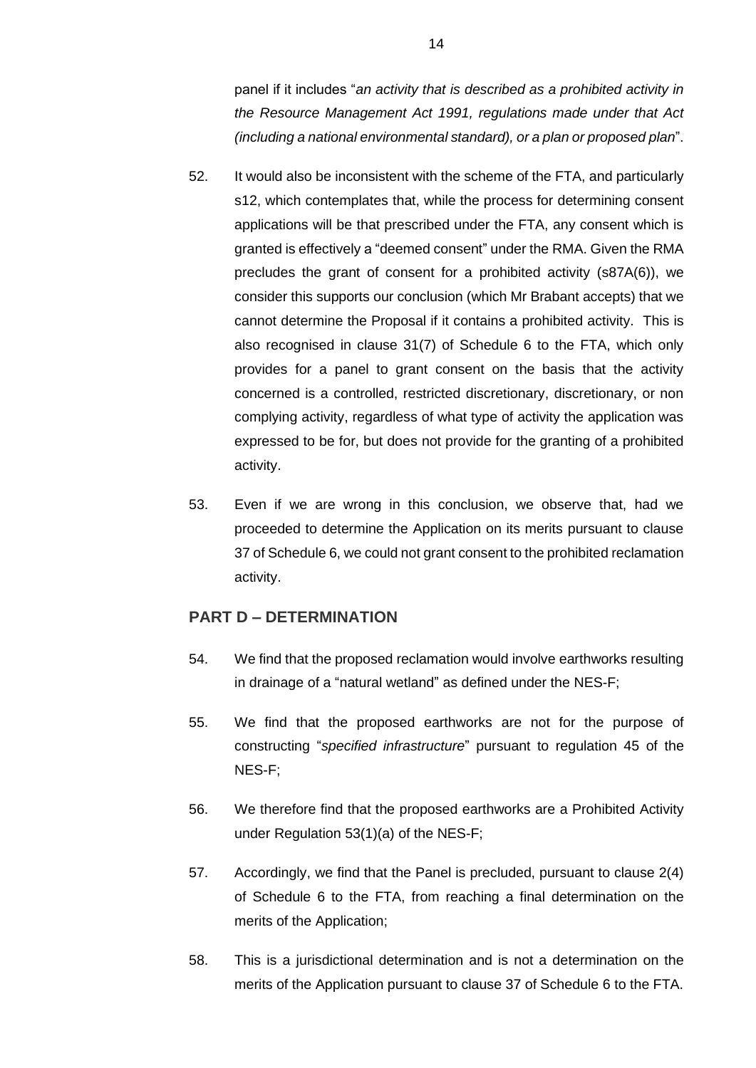panel if it includes "*an activity that is described as a prohibited activity in the Resource Management Act 1991, regulations made under that Act (including a national environmental standard), or a plan or proposed plan*".

52. It would also be inconsistent with the scheme of the FTA, and particularly s12, which contemplates that, while the process for determining consent applications will be that prescribed under the FTA, any consent which is granted is effectively a "deemed consent" under the RMA. Given the RMA precludes the grant of consent for a prohibited activity (s87A(6)), we consider this supports our conclusion (which Mr Brabant accepts) that we cannot determine the Proposal if it contains a prohibited activity. This is also recognised in clause 31(7) of Schedule 6 to the FTA, which only provides for a panel to grant consent on the basis that the activity concerned is a controlled, restricted discretionary, discretionary, or non complying activity, regardless of what type of activity the application was expressed to be for, but does not provide for the granting of a prohibited activity.

53. Even if we are wrong in this conclusion, we observe that, had we proceeded to determine the Application on its merits pursuant to clause 37 of Schedule 6, we could not grant consent to the prohibited reclamation activity.

## PART D – DETERMINATION

54. We find that the proposed reclamation would involve earthworks resulting in drainage of a "natural wetland" as defined under the NES-F;

55. We find that the proposed earthworks are not for the purpose of constructing "*specified infrastructure*" pursuant to regulation 45 of the NES-F;

56. We therefore find that the proposed earthworks are a Prohibited Activity under Regulation 53(1)(a) of the NES-F;

57. Accordingly, we find that the Panel is precluded, pursuant to clause 2(4) of Schedule 6 to the FTA, from reaching a final determination on the merits of the Application;

58. This is a jurisdictional determination and is not a determination on the merits of the Application pursuant to clause 37 of Schedule 6 to the FTA.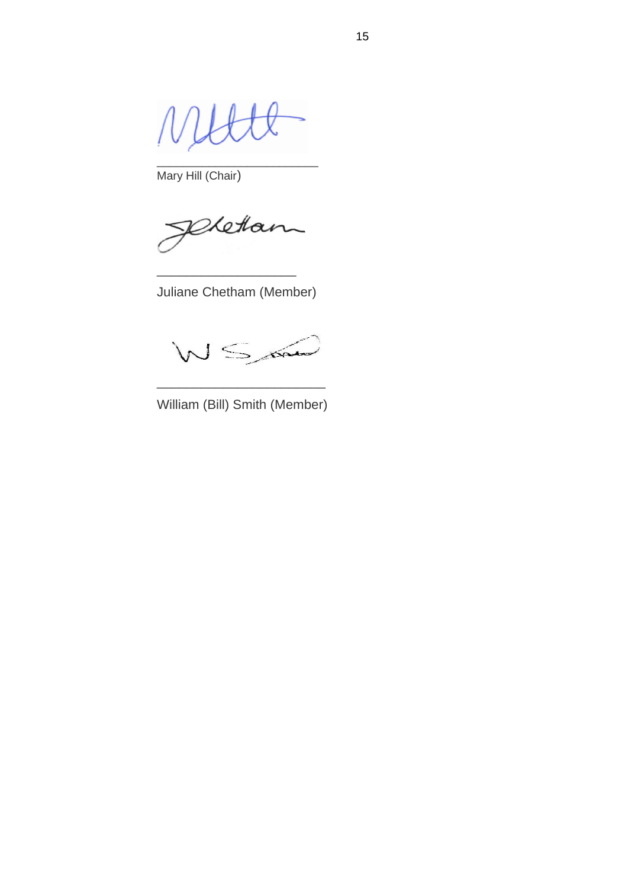\_\_\_\_\_\_\_\_\_\_\_\_\_\_\_\_\_\_\_\_\_\_\_\_

Mary Hill (Chair)

\_\_\_\_\_\_\_\_\_\_\_\_\_\_\_\_\_\_\_\_\_\_\_\_

Juliane Chetham (Member)

\_\_\_\_\_\_\_\_\_\_\_\_\_\_\_\_\_\_\_\_\_\_\_\_

William (Bill) Smith (Member)